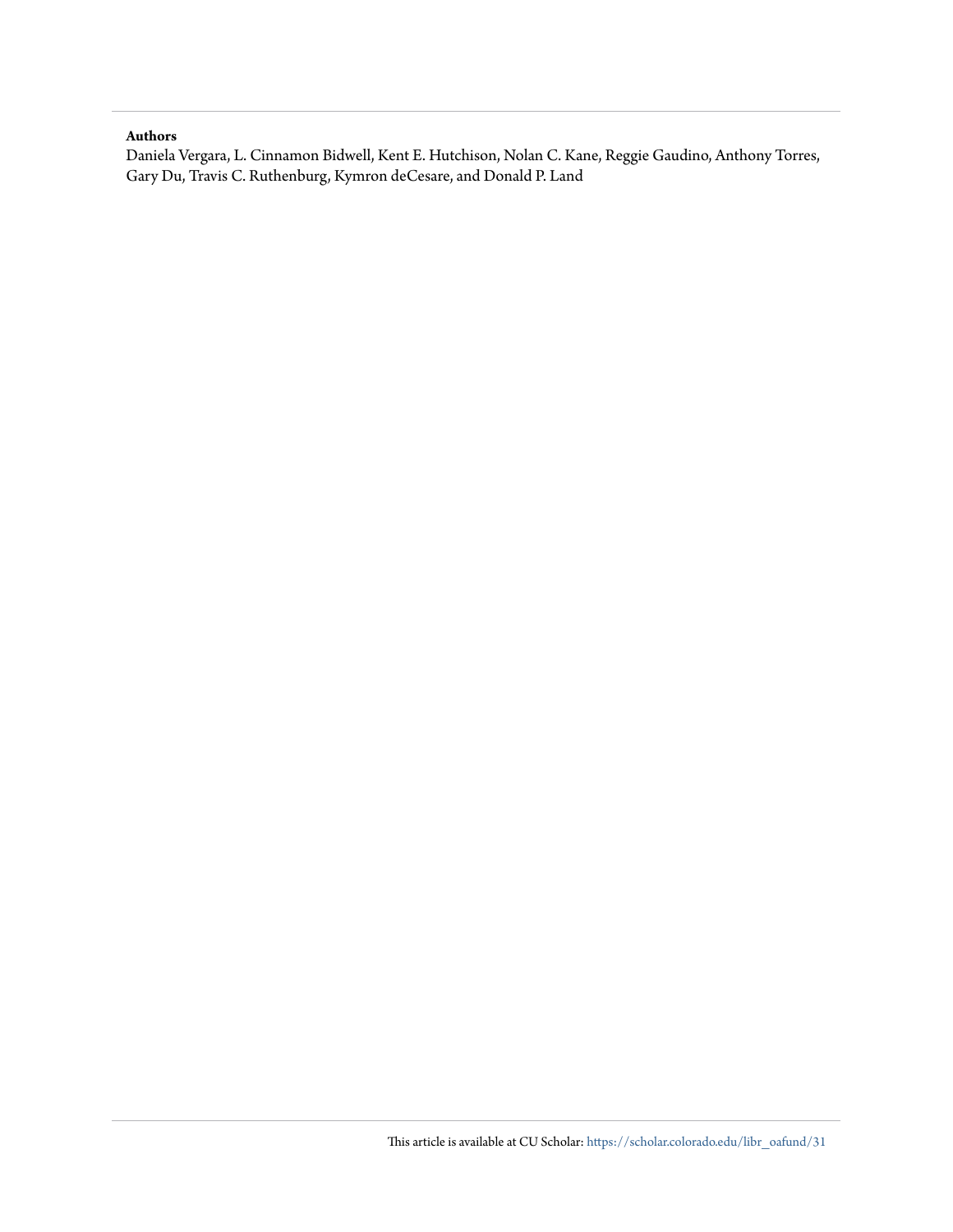**Authors**

Daniela Vergara, L. Cinnamon Bidwell, Kent E. Hutchison, Nolan C. Kane, Reggie Gaudino, Anthony Torres, Gary Du, Travis C. Ruthenburg, Kymron deCesare, and Donald P. Land

This article is available at CU Scholar: https://scholar.colorado.edu/libr_oafund/31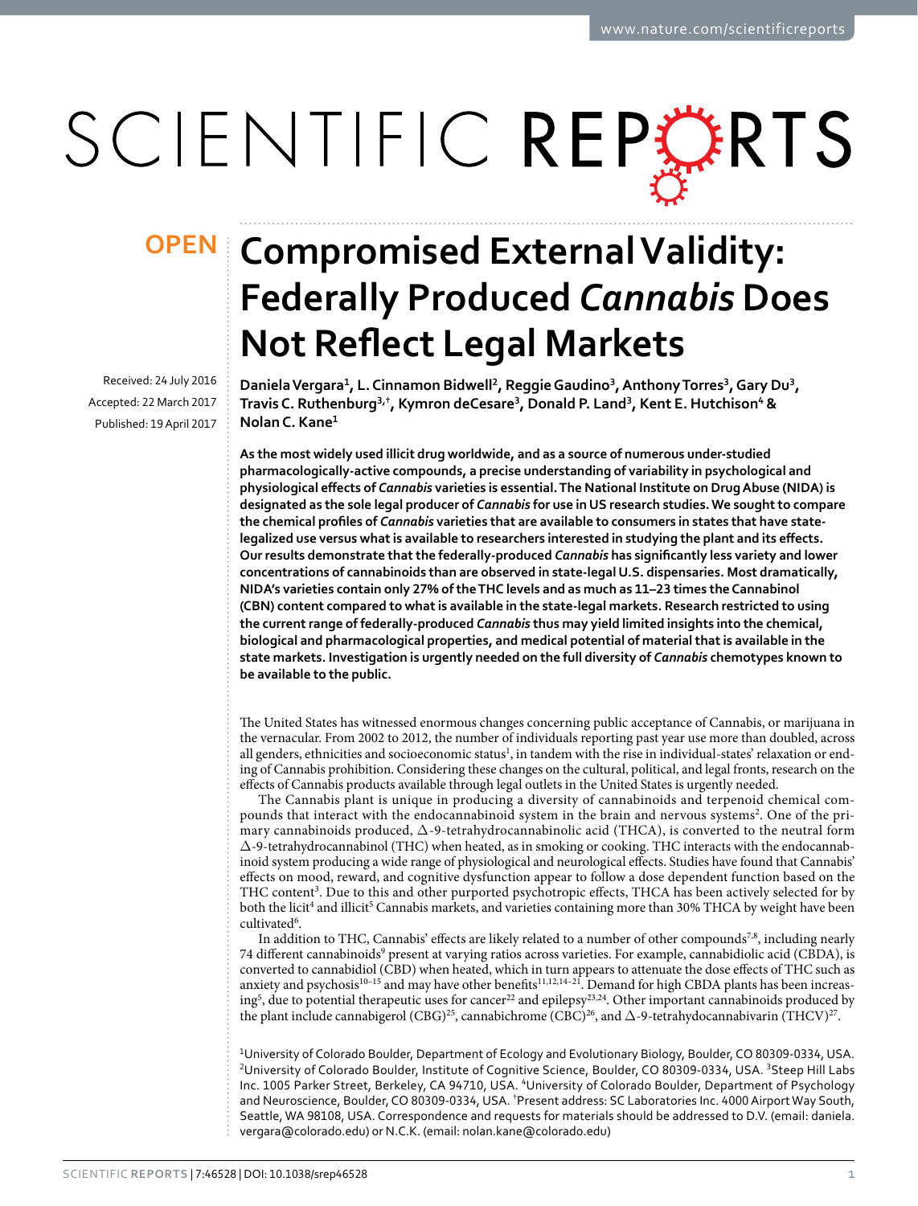# Compromised External Validity: Federally Produced *Cannabis* Does Not Reflect Legal Markets

Received: 24 July 2016
Accepted: 22 March 2017
Published: 19 April 2017

**Daniela Vergara[1], L. Cinnamon Bidwell[2], Reggie Gaudino[3], Anthony Torres[3], Gary Du[3], Travis C. Ruthenburg[3,†], Kymron deCesare[3], Donald P. Land[3], Kent E. Hutchison[4] & Nolan C. Kane[1]**

**As the most widely used illicit drug worldwide, and as a source of numerous under-studied pharmacologically-active compounds, a precise understanding of variability in psychological and physiological effects of *Cannabis* varieties is essential. The National Institute on Drug Abuse (NIDA) is designated as the sole legal producer of *Cannabis* for use in US research studies. We sought to compare the chemical profiles of *Cannabis* varieties that are available to consumers in states that have state-legalized use versus what is available to researchers interested in studying the plant and its effects. Our results demonstrate that the federally-produced *Cannabis* has significantly less variety and lower concentrations of cannabinoids than are observed in state-legal U.S. dispensaries. Most dramatically, NIDA's varieties contain only 27% of the THC levels and as much as 11–23 times the Cannabinol (CBN) content compared to what is available in the state-legal markets. Research restricted to using the current range of federally-produced *Cannabis* thus may yield limited insights into the chemical, biological and pharmacological properties, and medical potential of material that is available in the state markets. Investigation is urgently needed on the full diversity of *Cannabis* chemotypes known to be available to the public.**

The United States has witnessed enormous changes concerning public acceptance of Cannabis, or marijuana in the vernacular. From 2002 to 2012, the number of individuals reporting past year use more than doubled, across all genders, ethnicities and socioeconomic status[1], in tandem with the rise in individual-states' relaxation or ending of Cannabis prohibition. Considering these changes on the cultural, political, and legal fronts, research on the effects of Cannabis products available through legal outlets in the United States is urgently needed.

The Cannabis plant is unique in producing a diversity of cannabinoids and terpenoid chemical compounds that interact with the endocannabinoid system in the brain and nervous systems[2]. One of the primary cannabinoids produced, $\Delta$-9-tetrahydrocannabinolic acid (THCA), is converted to the neutral form $\Delta$-9-tetrahydrocannabinol (THC) when heated, as in smoking or cooking. THC interacts with the endocannabinoid system producing a wide range of physiological and neurological effects. Studies have found that Cannabis' effects on mood, reward, and cognitive dysfunction appear to follow a dose dependent function based on the THC content[3]. Due to this and other purported psychotropic effects, THCA has been actively selected for by both the licit[4] and illicit[5] Cannabis markets, and varieties containing more than 30% THCA by weight have been cultivated[6].

In addition to THC, Cannabis' effects are likely related to a number of other compounds[7,8], including nearly 74 different cannabinoids[9] present at varying ratios across varieties. For example, cannabidiolic acid (CBDA), is converted to cannabidiol (CBD) when heated, which in turn appears to attenuate the dose effects of THC such as anxiety and psychosis[10–15] and may have other benefits[11,12,14–21]. Demand for high CBDA plants has been increasing[5], due to potential therapeutic uses for cancer[22] and epilepsy[23,24]. Other important cannabinoids produced by the plant include cannabigerol (CBG)[25], cannabichrome (CBC)[26], and $\Delta$-9-tetrahydocannabivarin (THCV)[27].

[1]University of Colorado Boulder, Department of Ecology and Evolutionary Biology, Boulder, CO 80309-0334, USA. [2]University of Colorado Boulder, Institute of Cognitive Science, Boulder, CO 80309-0334, USA. [3]Steep Hill Labs Inc. 1005 Parker Street, Berkeley, CA 94710, USA. [4]University of Colorado Boulder, Department of Psychology and Neuroscience, Boulder, CO 80309-0334, USA. [†]Present address: SC Laboratories Inc. 4000 Airport Way South, Seattle, WA 98108, USA. Correspondence and requests for materials should be addressed to D.V. (email: daniela.vergara@colorado.edu) or N.C.K. (email: nolan.kane@colorado.edu)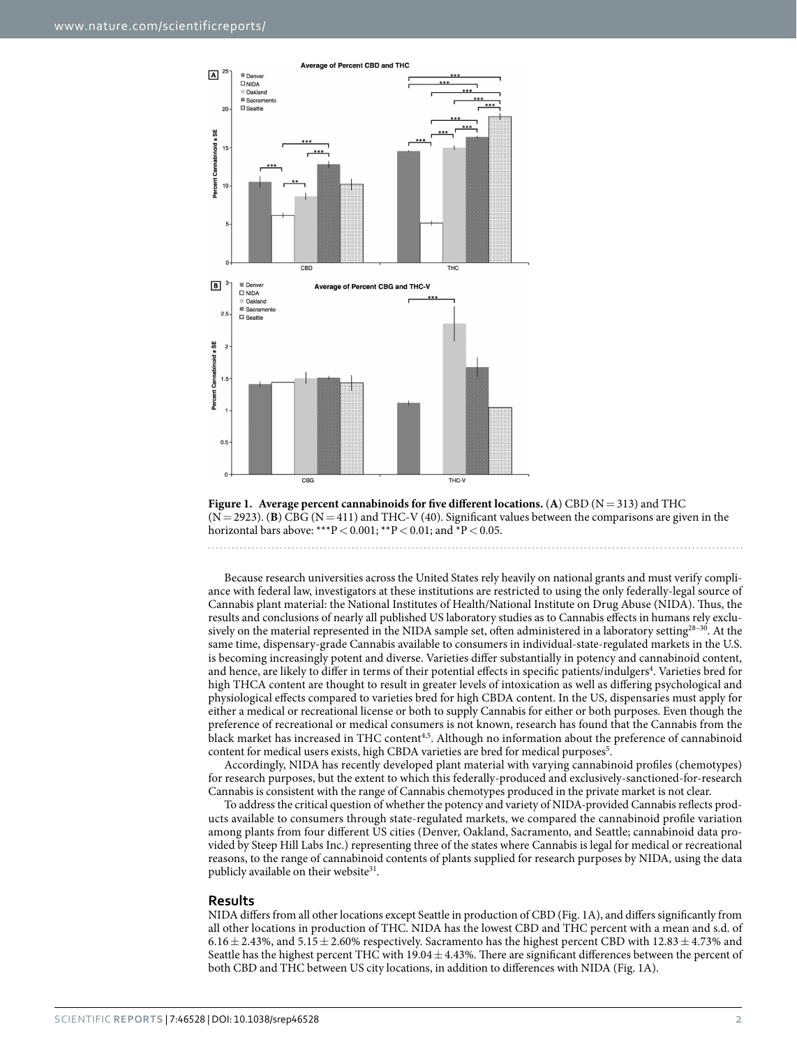**Figure 1. Average percent cannabinoids for five different locations.** (**A**) CBD (N = 313) and THC (N = 2923). (**B**) CBG (N = 411) and THC-V (40). Significant values between the comparisons are given in the horizontal bars above: ***$P < 0.001$; **$P < 0.01$; and *$P < 0.05$.

Because research universities across the United States rely heavily on national grants and must verify compliance with federal law, investigators at these institutions are restricted to using the only federally-legal source of Cannabis plant material: the National Institutes of Health/National Institute on Drug Abuse (NIDA). Thus, the results and conclusions of nearly all published US laboratory studies as to Cannabis effects in humans rely exclusively on the material represented in the NIDA sample set, often administered in a laboratory setting[28–30]. At the same time, dispensary-grade Cannabis available to consumers in individual-state-regulated markets in the U.S. is becoming increasingly potent and diverse. Varieties differ substantially in potency and cannabinoid content, and hence, are likely to differ in terms of their potential effects in specific patients/indulgers[4]. Varieties bred for high THCA content are thought to result in greater levels of intoxication as well as differing psychological and physiological effects compared to varieties bred for high CBDA content. In the US, dispensaries must apply for either a medical or recreational license or both to supply Cannabis for either or both purposes. Even though the preference of recreational or medical consumers is not known, research has found that the Cannabis from the black market has increased in THC content[4,5]. Although no information about the preference of cannabinoid content for medical users exists, high CBDA varieties are bred for medical purposes[5].

Accordingly, NIDA has recently developed plant material with varying cannabinoid profiles (chemotypes) for research purposes, but the extent to which this federally-produced and exclusively-sanctioned-for-research Cannabis is consistent with the range of Cannabis chemotypes produced in the private market is not clear.

To address the critical question of whether the potency and variety of NIDA-provided Cannabis reflects products available to consumers through state-regulated markets, we compared the cannabinoid profile variation among plants from four different US cities (Denver, Oakland, Sacramento, and Seattle; cannabinoid data provided by Steep Hill Labs Inc.) representing three of the states where Cannabis is legal for medical or recreational reasons, to the range of cannabinoid contents of plants supplied for research purposes by NIDA, using the data publicly available on their website[31].

## Results

NIDA differs from all other locations except Seattle in production of CBD (Fig. 1A), and differs significantly from all other locations in production of THC. NIDA has the lowest CBD and THC percent with a mean and s.d. of $6.16 \pm 2.43\%$, and $5.15 \pm 2.60\%$ respectively. Sacramento has the highest percent CBD with $12.83 \pm 4.73\%$ and Seattle has the highest percent THC with $19.04 \pm 4.43\%$. There are significant differences between the percent of both CBD and THC between US city locations, in addition to differences with NIDA (Fig. 1A).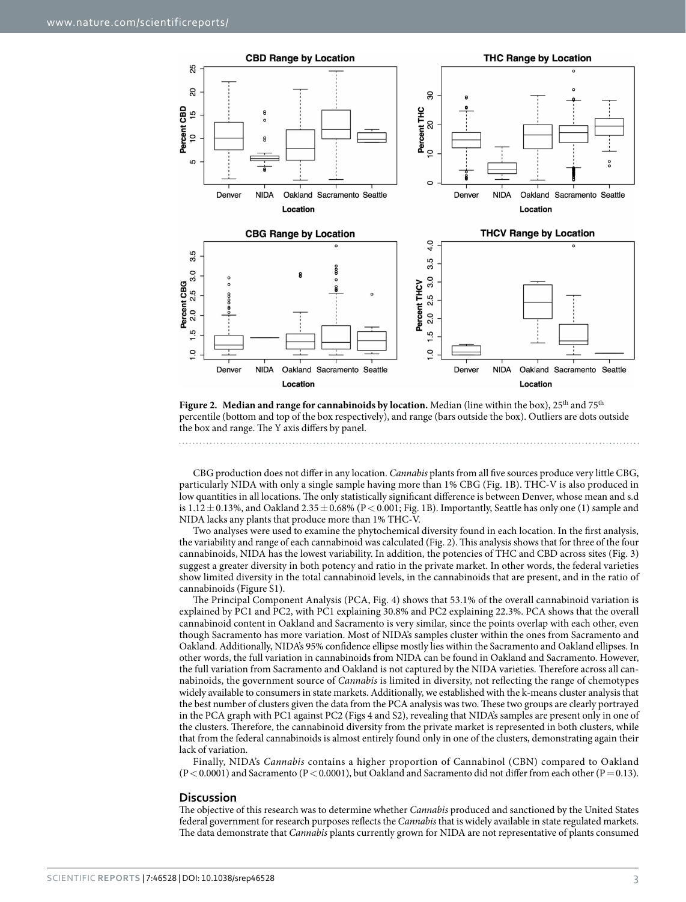**Figure 2. Median and range for cannabinoids by location.** Median (line within the box), 25th and 75th percentile (bottom and top of the box respectively), and range (bars outside the box). Outliers are dots outside the box and range. The Y axis differs by panel.

CBG production does not differ in any location. *Cannabis* plants from all five sources produce very little CBG, particularly NIDA with only a single sample having more than 1% CBG (Fig. 1B). THC-V is also produced in low quantities in all locations. The only statistically significant difference is between Denver, whose mean and s.d is $1.12 \pm 0.13\%$, and Oakland $2.35 \pm 0.68\%$ ($P < 0.001$; Fig. 1B). Importantly, Seattle has only one (1) sample and NIDA lacks any plants that produce more than 1% THC-V.

Two analyses were used to examine the phytochemical diversity found in each location. In the first analysis, the variability and range of each cannabinoid was calculated (Fig. 2). This analysis shows that for three of the four cannabinoids, NIDA has the lowest variability. In addition, the potencies of THC and CBD across sites (Fig. 3) suggest a greater diversity in both potency and ratio in the private market. In other words, the federal varieties show limited diversity in the total cannabinoid levels, in the cannabinoids that are present, and in the ratio of cannabinoids (Figure S1).

The Principal Component Analysis (PCA, Fig. 4) shows that 53.1% of the overall cannabinoid variation is explained by PC1 and PC2, with PC1 explaining 30.8% and PC2 explaining 22.3%. PCA shows that the overall cannabinoid content in Oakland and Sacramento is very similar, since the points overlap with each other, even though Sacramento has more variation. Most of NIDA's samples cluster within the ones from Sacramento and Oakland. Additionally, NIDA's 95% confidence ellipse mostly lies within the Sacramento and Oakland ellipses. In other words, the full variation in cannabinoids from NIDA can be found in Oakland and Sacramento. However, the full variation from Sacramento and Oakland is not captured by the NIDA varieties. Therefore across all cannabinoids, the government source of *Cannabis* is limited in diversity, not reflecting the range of chemotypes widely available to consumers in state markets. Additionally, we established with the k-means cluster analysis that the best number of clusters given the data from the PCA analysis was two. These two groups are clearly portrayed in the PCA graph with PC1 against PC2 (Figs 4 and S2), revealing that NIDA's samples are present only in one of the clusters. Therefore, the cannabinoid diversity from the private market is represented in both clusters, while that from the federal cannabinoids is almost entirely found only in one of the clusters, demonstrating again their lack of variation.

Finally, NIDA's *Cannabis* contains a higher proportion of Cannabinol (CBN) compared to Oakland ($P < 0.0001$) and Sacramento ($P < 0.0001$), but Oakland and Sacramento did not differ from each other ($P = 0.13$).

## Discussion

The objective of this research was to determine whether *Cannabis* produced and sanctioned by the United States federal government for research purposes reflects the *Cannabis* that is widely available in state regulated markets. The data demonstrate that *Cannabis* plants currently grown for NIDA are not representative of plants consumed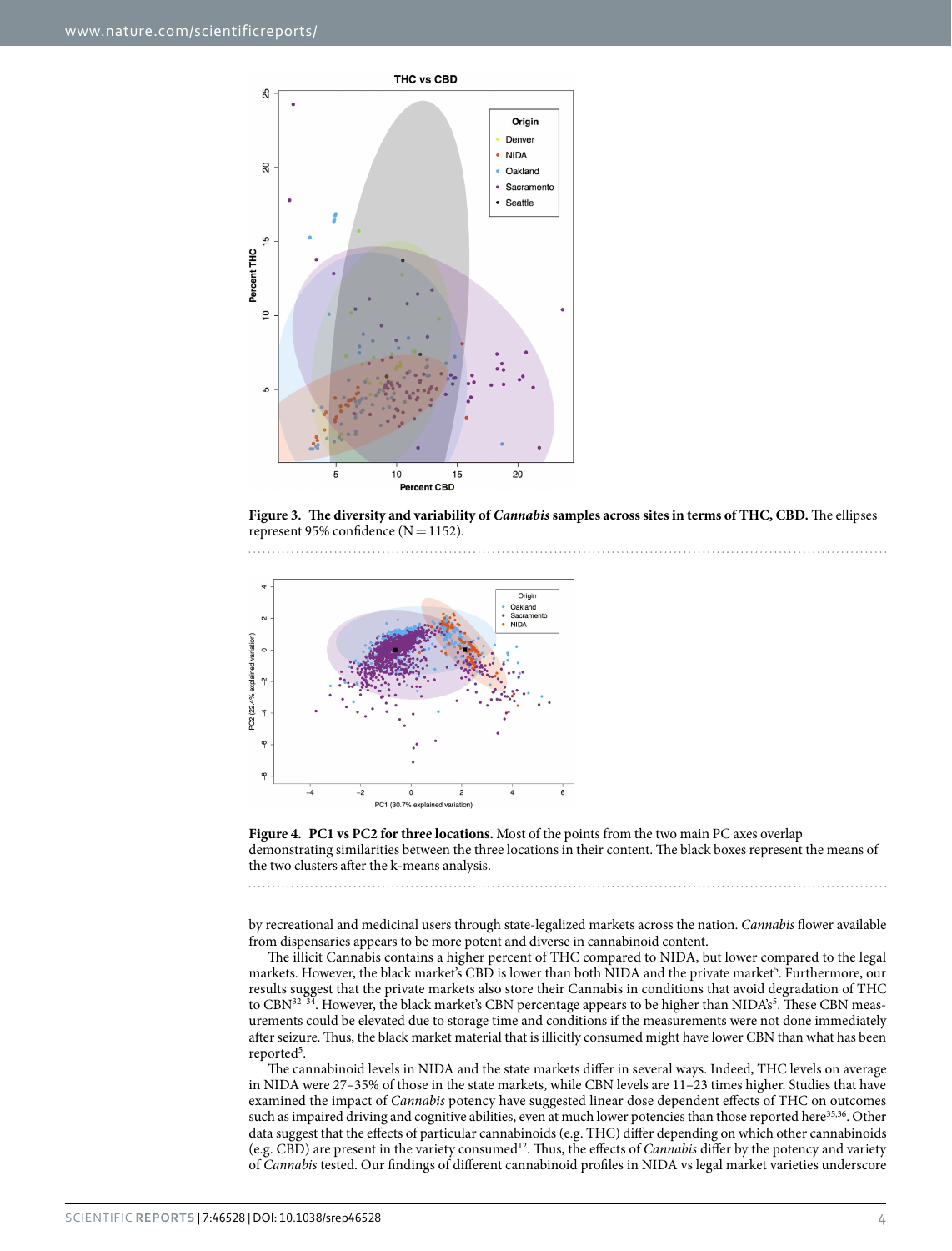**Figure 3. The diversity and variability of *Cannabis* samples across sites in terms of THC, CBD.** The ellipses represent 95% confidence (N = 1152).

**Figure 4. PC1 vs PC2 for three locations.** Most of the points from the two main PC axes overlap demonstrating similarities between the three locations in their content. The black boxes represent the means of the two clusters after the k-means analysis.

by recreational and medicinal users through state-legalized markets across the nation. *Cannabis* flower available from dispensaries appears to be more potent and diverse in cannabinoid content.

The illicit Cannabis contains a higher percent of THC compared to NIDA, but lower compared to the legal markets. However, the black market's CBD is lower than both NIDA and the private market[5]. Furthermore, our results suggest that the private markets also store their Cannabis in conditions that avoid degradation of THC to CBN[32–34]. However, the black market's CBN percentage appears to be higher than NIDA's[5]. These CBN measurements could be elevated due to storage time and conditions if the measurements were not done immediately after seizure. Thus, the black market material that is illicitly consumed might have lower CBN than what has been reported[5].

The cannabinoid levels in NIDA and the state markets differ in several ways. Indeed, THC levels on average in NIDA were 27–35% of those in the state markets, while CBN levels are 11–23 times higher. Studies that have examined the impact of *Cannabis* potency have suggested linear dose dependent effects of THC on outcomes such as impaired driving and cognitive abilities, even at much lower potencies than those reported here[35,36]. Other data suggest that the effects of particular cannabinoids (e.g. THC) differ depending on which other cannabinoids (e.g. CBD) are present in the variety consumed[12]. Thus, the effects of *Cannabis* differ by the potency and variety of *Cannabis* tested. Our findings of different cannabinoid profiles in NIDA vs legal market varieties underscore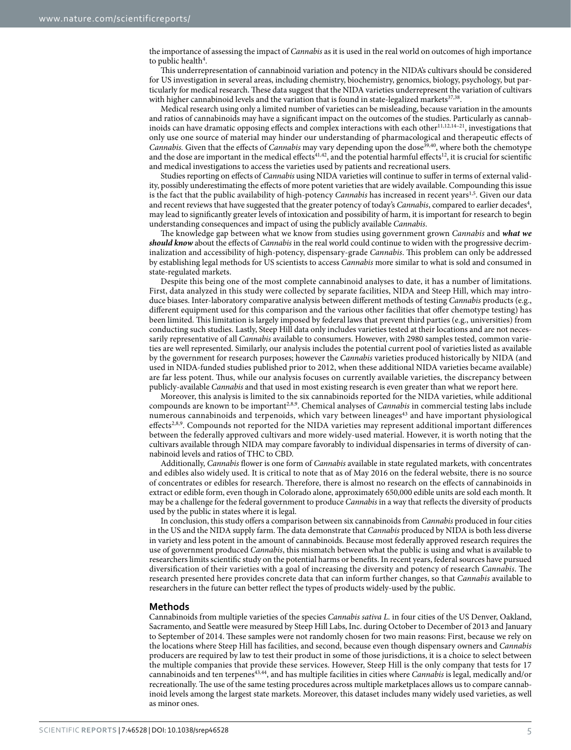the importance of assessing the impact of *Cannabis* as it is used in the real world on outcomes of high importance to public health[4].

This underrepresentation of cannabinoid variation and potency in the NIDA's cultivars should be considered for US investigation in several areas, including chemistry, biochemistry, genomics, biology, psychology, but particularly for medical research. These data suggest that the NIDA varieties underrepresent the variation of cultivars with higher cannabinoid levels and the variation that is found in state-legalized markets[37,38].

Medical research using only a limited number of varieties can be misleading, because variation in the amounts and ratios of cannabinoids may have a significant impact on the outcomes of the studies. Particularly as cannabinoids can have dramatic opposing effects and complex interactions with each other[11,12,14–21], investigations that only use one source of material may hinder our understanding of pharmacological and therapeutic effects of *Cannabis.* Given that the effects of *Cannabis* may vary depending upon the dose[39,40], where both the chemotype and the dose are important in the medical effects[41,42], and the potential harmful effects[12], it is crucial for scientific and medical investigations to access the varieties used by patients and recreational users.

Studies reporting on effects of *Cannabis* using NIDA varieties will continue to suffer in terms of external validity, possibly underestimating the effects of more potent varieties that are widely available. Compounding this issue is the fact that the public availability of high-potency *Cannabis* has increased in recent years[1,5]. Given our data and recent reviews that have suggested that the greater potency of today's *Cannabis*, compared to earlier decades[4], may lead to significantly greater levels of intoxication and possibility of harm, it is important for research to begin understanding consequences and impact of using the publicly available *Cannabis*.

The knowledge gap between what we know from studies using government grown *Cannabis* and ***what we should know*** about the effects of *Cannabis* in the real world could continue to widen with the progressive decriminalization and accessibility of high-potency, dispensary-grade *Cannabis*. This problem can only be addressed by establishing legal methods for US scientists to access *Cannabis* more similar to what is sold and consumed in state-regulated markets.

Despite this being one of the most complete cannabinoid analyses to date, it has a number of limitations. First, data analyzed in this study were collected by separate facilities, NIDA and Steep Hill, which may introduce biases. Inter-laboratory comparative analysis between different methods of testing *Cannabis* products (e.g., different equipment used for this comparison and the various other facilities that offer chemotype testing) has been limited. This limitation is largely imposed by federal laws that prevent third parties (e.g., universities) from conducting such studies. Lastly, Steep Hill data only includes varieties tested at their locations and are not necessarily representative of all *Cannabis* available to consumers. However, with 2980 samples tested, common varieties are well represented. Similarly, our analysis includes the potential current pool of varieties listed as available by the government for research purposes; however the *Cannabis* varieties produced historically by NIDA (and used in NIDA-funded studies published prior to 2012, when these additional NIDA varieties became available) are far less potent. Thus, while our analysis focuses on currently available varieties, the discrepancy between publicly-available *Cannabis* and that used in most existing research is even greater than what we report here.

Moreover, this analysis is limited to the six cannabinoids reported for the NIDA varieties, while additional compounds are known to be important[2,8,9]. Chemical analyses of *Cannabis* in commercial testing labs include numerous cannabinoids and terpenoids, which vary between lineages[43] and have important physiological effects[2,8,9]. Compounds not reported for the NIDA varieties may represent additional important differences between the federally approved cultivars and more widely-used material. However, it is worth noting that the cultivars available through NIDA may compare favorably to individual dispensaries in terms of diversity of cannabinoid levels and ratios of THC to CBD.

Additionally, *Cannabis* flower is one form of *Cannabis* available in state regulated markets, with concentrates and edibles also widely used. It is critical to note that as of May 2016 on the federal website, there is no source of concentrates or edibles for research. Therefore, there is almost no research on the effects of cannabinoids in extract or edible form, even though in Colorado alone, approximately 650,000 edible units are sold each month. It may be a challenge for the federal government to produce *Cannabis* in a way that reflects the diversity of products used by the public in states where it is legal.

In conclusion, this study offers a comparison between six cannabinoids from *Cannabis* produced in four cities in the US and the NIDA supply farm. The data demonstrate that *Cannabis* produced by NIDA is both less diverse in variety and less potent in the amount of cannabinoids. Because most federally approved research requires the use of government produced *Cannabis*, this mismatch between what the public is using and what is available to researchers limits scientific study on the potential harms or benefits. In recent years, federal sources have pursued diversification of their varieties with a goal of increasing the diversity and potency of research *Cannabis*. The research presented here provides concrete data that can inform further changes, so that *Cannabis* available to researchers in the future can better reflect the types of products widely-used by the public.

## Methods

Cannabinoids from multiple varieties of the species *Cannabis sativa L.* in four cities of the US Denver, Oakland, Sacramento, and Seattle were measured by Steep Hill Labs, Inc. during October to December of 2013 and January to September of 2014. These samples were not randomly chosen for two main reasons: First, because we rely on the locations where Steep Hill has facilities, and second, because even though dispensary owners and *Cannabis* producers are required by law to test their product in some of those jurisdictions, it is a choice to select between the multiple companies that provide these services. However, Steep Hill is the only company that tests for 17 cannabinoids and ten terpenes[43,44], and has multiple facilities in cities where *Cannabis* is legal, medically and/or recreationally. The use of the same testing procedures across multiple marketplaces allows us to compare cannabinoid levels among the largest state markets. Moreover, this dataset includes many widely used varieties, as well as minor ones.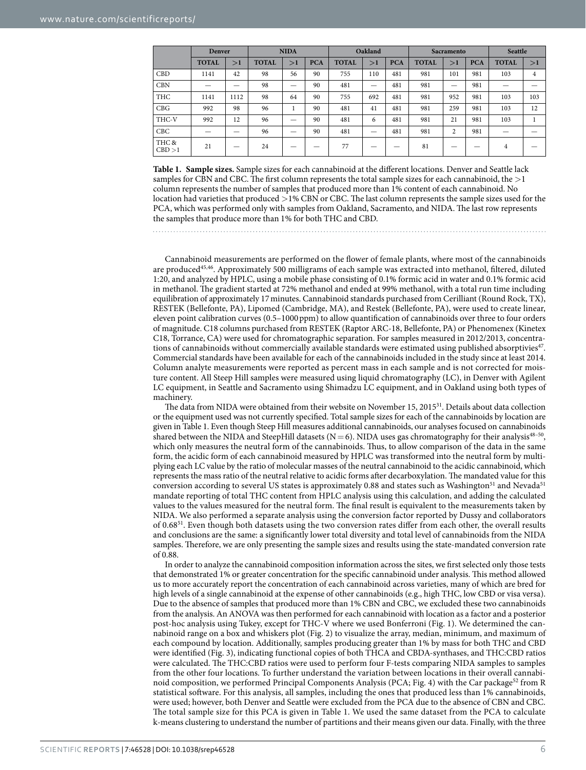| | Denver | | NIDA | | | Oakland | | | Sacramento | | | Seattle | |
|---|---|---|---|---|---|---|---|---|---|---|---|---|---|
| | TOTAL | >1 | TOTAL | >1 | PCA | TOTAL | >1 | PCA | TOTAL | >1 | PCA | TOTAL | >1 |
| CBD | 1141 | 42 | 98 | 56 | 90 | 755 | 110 | 481 | 981 | 101 | 981 | 103 | 4 |
| CBN | — | — | 98 | — | 90 | 481 | — | 481 | 981 | — | 981 | — | — |
| THC | 1141 | 1112 | 98 | 64 | 90 | 755 | 692 | 481 | 981 | 952 | 981 | 103 | 103 |
| CBG | 992 | 98 | 96 | 1 | 90 | 481 | 41 | 481 | 981 | 259 | 981 | 103 | 12 |
| THC-V | 992 | 12 | 96 | — | 90 | 481 | 6 | 481 | 981 | 21 | 981 | 103 | 1 |
| CBC | — | — | 96 | — | 90 | 481 | — | 481 | 981 | 2 | 981 | — | — |
| THC & CBD >1 | 21 | — | 24 | — | — | 77 | — | — | 81 | — | — | 4 | — |

**Table 1. Sample sizes.** Sample sizes for each cannabinoid at the different locations. Denver and Seattle lack samples for CBN and CBC. The first column represents the total sample sizes for each cannabinoid, the >1 column represents the number of samples that produced more than 1% content of each cannabinoid. No location had varieties that produced >1% CBN or CBC. The last column represents the sample sizes used for the PCA, which was performed only with samples from Oakland, Sacramento, and NIDA. The last row represents the samples that produce more than 1% for both THC and CBD.

Cannabinoid measurements are performed on the flower of female plants, where most of the cannabinoids are produced[45,46]. Approximately 500 milligrams of each sample was extracted into methanol, filtered, diluted 1:20, and analyzed by HPLC, using a mobile phase consisting of 0.1% formic acid in water and 0.1% formic acid in methanol. The gradient started at 72% methanol and ended at 99% methanol, with a total run time including equilibration of approximately 17 minutes. Cannabinoid standards purchased from Cerilliant (Round Rock, TX), RESTEK (Bellefonte, PA), Lipomed (Cambridge, MA), and Restek (Bellefonte, PA), were used to create linear, eleven point calibration curves (0.5–1000 ppm) to allow quantification of cannabinoids over three to four orders of magnitude. C18 columns purchased from RESTEK (Raptor ARC-18, Bellefonte, PA) or Phenomenex (Kinetex C18, Torrance, CA) were used for chromatographic separation. For samples measured in 2012/2013, concentrations of cannabinoids without commercially available standards were estimated using published absorptivies[47]. Commercial standards have been available for each of the cannabinoids included in the study since at least 2014. Column analyte measurements were reported as percent mass in each sample and is not corrected for moisture content. All Steep Hill samples were measured using liquid chromatography (LC), in Denver with Agilent LC equipment, in Seattle and Sacramento using Shimadzu LC equipment, and in Oakland using both types of machinery.

The data from NIDA were obtained from their website on November 15, 2015[31]. Details about data collection or the equipment used was not currently specified. Total sample sizes for each of the cannabinoids by location are given in Table 1. Even though Steep Hill measures additional cannabinoids, our analyses focused on cannabinoids shared between the NIDA and SteepHill datasets (N = 6). NIDA uses gas chromatography for their analysis[48–50], which only measures the neutral form of the cannabinoids. Thus, to allow comparison of the data in the same form, the acidic form of each cannabinoid measured by HPLC was transformed into the neutral form by multiplying each LC value by the ratio of molecular masses of the neutral cannabinoid to the acidic cannabinoid, which represents the mass ratio of the neutral relative to acidic forms after decarboxylation. The mandated value for this conversion according to several US states is approximately 0.88 and states such as Washington[51] and Nevada[51] mandate reporting of total THC content from HPLC analysis using this calculation, and adding the calculated values to the values measured for the neutral form. The final result is equivalent to the measurements taken by NIDA. We also performed a separate analysis using the conversion factor reported by Dussy and collaborators of 0.68[51]. Even though both datasets using the two conversion rates differ from each other, the overall results and conclusions are the same: a significantly lower total diversity and total level of cannabinoids from the NIDA samples. Therefore, we are only presenting the sample sizes and results using the state-mandated conversion rate of 0.88.

In order to analyze the cannabinoid composition information across the sites, we first selected only those tests that demonstrated 1% or greater concentration for the specific cannabinoid under analysis. This method allowed us to more accurately report the concentration of each cannabinoid across varieties, many of which are bred for high levels of a single cannabinoid at the expense of other cannabinoids (e.g., high THC, low CBD or visa versa). Due to the absence of samples that produced more than 1% CBN and CBC, we excluded these two cannabinoids from the analysis. An ANOVA was then performed for each cannabinoid with location as a factor and a posterior post-hoc analysis using Tukey, except for THC-V where we used Bonferroni (Fig. 1). We determined the cannabinoid range on a box and whiskers plot (Fig. 2) to visualize the array, median, minimum, and maximum of each compound by location. Additionally, samples producing greater than 1% by mass for both THC and CBD were identified (Fig. 3), indicating functional copies of both THCA and CBDA-synthases, and THC:CBD ratios were calculated. The THC:CBD ratios were used to perform four F-tests comparing NIDA samples to samples from the other four locations. To further understand the variation between locations in their overall cannabinoid composition, we performed Principal Components Analysis (PCA; Fig. 4) with the Car package[52] from R statistical software. For this analysis, all samples, including the ones that produced less than 1% cannabinoids, were used; however, both Denver and Seattle were excluded from the PCA due to the absence of CBN and CBC. The total sample size for this PCA is given in Table 1. We used the same dataset from the PCA to calculate k-means clustering to understand the number of partitions and their means given our data. Finally, with the three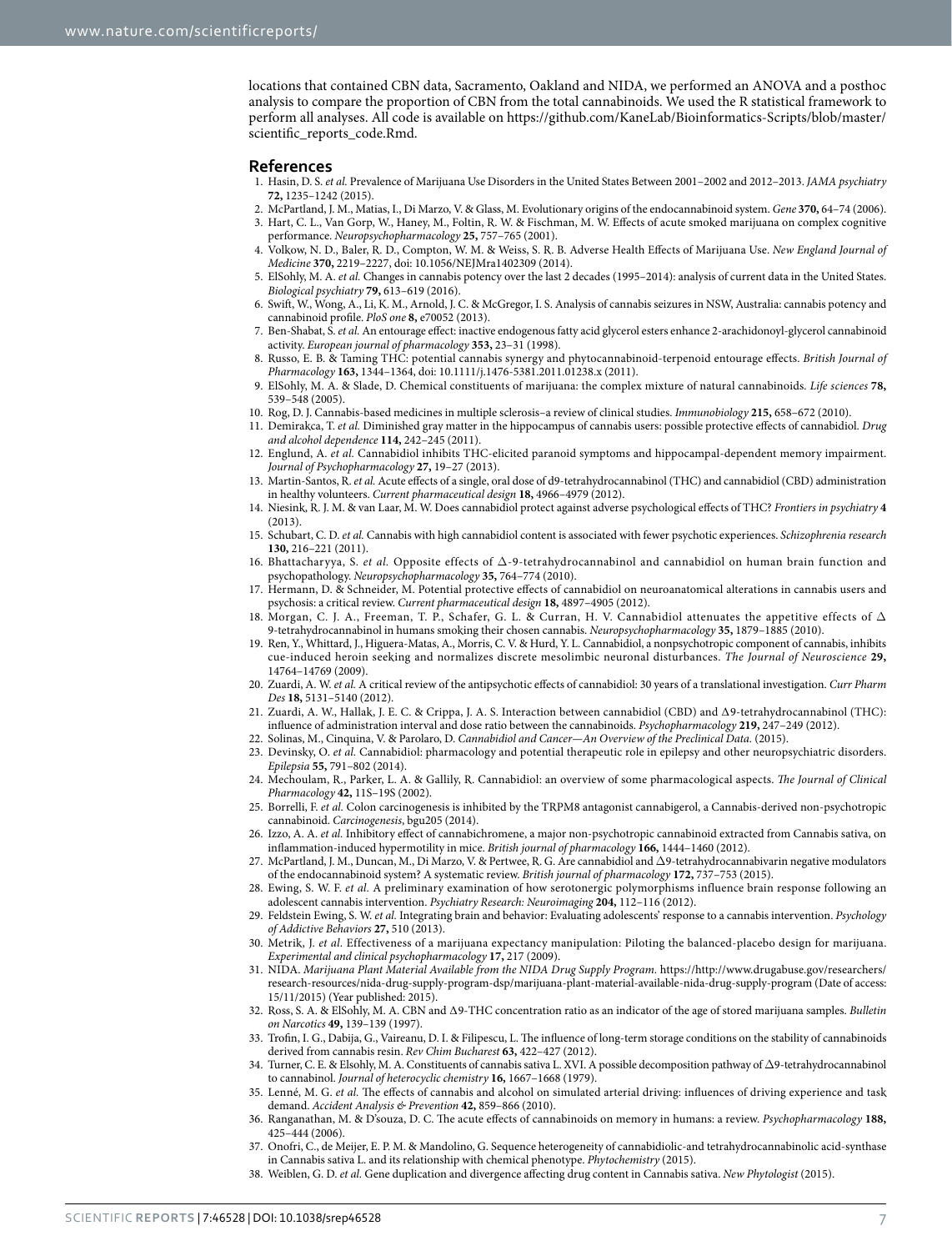locations that contained CBN data, Sacramento, Oakland and NIDA, we performed an ANOVA and a posthoc analysis to compare the proportion of CBN from the total cannabinoids. We used the R statistical framework to perform all analyses. All code is available on https://github.com/KaneLab/Bioinformatics-Scripts/blob/master/scientific_reports_code.Rmd.

## References

1. Hasin, D. S. *et al.* Prevalence of Marijuana Use Disorders in the United States Between 2001–2002 and 2012–2013. *JAMA psychiatry* **72,** 1235–1242 (2015).
2. McPartland, J. M., Matias, I., Di Marzo, V. & Glass, M. Evolutionary origins of the endocannabinoid system. *Gene* **370,** 64–74 (2006).
3. Hart, C. L., Van Gorp, W., Haney, M., Foltin, R. W. & Fischman, M. W. Effects of acute smoked marijuana on complex cognitive performance. *Neuropsychopharmacology* **25,** 757–765 (2001).
4. Volkow, N. D., Baler, R. D., Compton, W. M. & Weiss, S. R. B. Adverse Health Effects of Marijuana Use. *New England Journal of Medicine* **370,** 2219–2227, doi: 10.1056/NEJMra1402309 (2014).
5. ElSohly, M. A. *et al.* Changes in cannabis potency over the last 2 decades (1995–2014): analysis of current data in the United States. *Biological psychiatry* **79,** 613–619 (2016).
6. Swift, W., Wong, A., Li, K. M., Arnold, J. C. & McGregor, I. S. Analysis of cannabis seizures in NSW, Australia: cannabis potency and cannabinoid profile. *PloS one* **8,** e70052 (2013).
7. Ben-Shabat, S. *et al.* An entourage effect: inactive endogenous fatty acid glycerol esters enhance 2-arachidonoyl-glycerol cannabinoid activity. *European journal of pharmacology* **353,** 23–31 (1998).
8. Russo, E. B. & Taming THC: potential cannabis synergy and phytocannabinoid-terpenoid entourage effects. *British Journal of Pharmacology* **163,** 1344–1364, doi: 10.1111/j.1476-5381.2011.01238.x (2011).
9. ElSohly, M. A. & Slade, D. Chemical constituents of marijuana: the complex mixture of natural cannabinoids. *Life sciences* **78,** 539–548 (2005).
10. Rog, D. J. Cannabis-based medicines in multiple sclerosis–a review of clinical studies. *Immunobiology* **215,** 658–672 (2010).
11. Demirakca, T. *et al.* Diminished gray matter in the hippocampus of cannabis users: possible protective effects of cannabidiol. *Drug and alcohol dependence* **114,** 242–245 (2011).
12. Englund, A. *et al.* Cannabidiol inhibits THC-elicited paranoid symptoms and hippocampal-dependent memory impairment. *Journal of Psychopharmacology* **27,** 19–27 (2013).
13. Martin-Santos, R. *et al.* Acute effects of a single, oral dose of d9-tetrahydrocannabinol (THC) and cannabidiol (CBD) administration in healthy volunteers. *Current pharmaceutical design* **18,** 4966–4979 (2012).
14. Niesink, R. J. M. & van Laar, M. W. Does cannabidiol protect against adverse psychological effects of THC? *Frontiers in psychiatry* **4** (2013).
15. Schubart, C. D. *et al.* Cannabis with high cannabidiol content is associated with fewer psychotic experiences. *Schizophrenia research* **130,** 216–221 (2011).
16. Bhattacharyya, S. *et al.* Opposite effects of Δ-9-tetrahydrocannabinol and cannabidiol on human brain function and psychopathology. *Neuropsychopharmacology* **35,** 764–774 (2010).
17. Hermann, D. & Schneider, M. Potential protective effects of cannabidiol on neuroanatomical alterations in cannabis users and psychosis: a critical review. *Current pharmaceutical design* **18,** 4897–4905 (2012).
18. Morgan, C. J. A., Freeman, T. P., Schafer, G. L. & Curran, H. V. Cannabidiol attenuates the appetitive effects of Δ 9-tetrahydrocannabinol in humans smoking their chosen cannabis. *Neuropsychopharmacology* **35,** 1879–1885 (2010).
19. Ren, Y., Whittard, J., Higuera-Matas, A., Morris, C. V. & Hurd, Y. L. Cannabidiol, a nonpsychotropic component of cannabis, inhibits cue-induced heroin seeking and normalizes discrete mesolimbic neuronal disturbances. *The Journal of Neuroscience* **29,** 14764–14769 (2009).
20. Zuardi, A. W. *et al.* A critical review of the antipsychotic effects of cannabidiol: 30 years of a translational investigation. *Curr Pharm Des* **18,** 5131–5140 (2012).
21. Zuardi, A. W., Hallak, J. E. C. & Crippa, J. A. S. Interaction between cannabidiol (CBD) and Δ9-tetrahydrocannabinol (THC): influence of administration interval and dose ratio between the cannabinoids. *Psychopharmacology* **219,** 247–249 (2012).
22. Solinas, M., Cinquina, V. & Parolaro, D. *Cannabidiol and Cancer—An Overview of the Preclinical Data.* (2015).
23. Devinsky, O. *et al.* Cannabidiol: pharmacology and potential therapeutic role in epilepsy and other neuropsychiatric disorders. *Epilepsia* **55,** 791–802 (2014).
24. Mechoulam, R., Parker, L. A. & Gallily, R. Cannabidiol: an overview of some pharmacological aspects. *The Journal of Clinical Pharmacology* **42,** 11S–19S (2002).
25. Borrelli, F. *et al.* Colon carcinogenesis is inhibited by the TRPM8 antagonist cannabigerol, a Cannabis-derived non-psychotropic cannabinoid. *Carcinogenesis*, bgu205 (2014).
26. Izzo, A. A. *et al.* Inhibitory effect of cannabichromene, a major non-psychotropic cannabinoid extracted from Cannabis sativa, on inflammation-induced hypermotility in mice. *British journal of pharmacology* **166,** 1444–1460 (2012).
27. McPartland, J. M., Duncan, M., Di Marzo, V. & Pertwee, R. G. Are cannabidiol and Δ9-tetrahydrocannabivarin negative modulators of the endocannabinoid system? A systematic review. *British journal of pharmacology* **172,** 737–753 (2015).
28. Ewing, S. W. F. *et al.* A preliminary examination of how serotonergic polymorphisms influence brain response following an adolescent cannabis intervention. *Psychiatry Research: Neuroimaging* **204,** 112–116 (2012).
29. Feldstein Ewing, S. W. *et al.* Integrating brain and behavior: Evaluating adolescents' response to a cannabis intervention. *Psychology of Addictive Behaviors* **27,** 510 (2013).
30. Metrik, J. *et al.* Effectiveness of a marijuana expectancy manipulation: Piloting the balanced-placebo design for marijuana. *Experimental and clinical psychopharmacology* **17,** 217 (2009).
31. NIDA. *Marijuana Plant Material Available from the NIDA Drug Supply Program.* https://http://www.drugabuse.gov/researchers/research-resources/nida-drug-supply-program-dsp/marijuana-plant-material-available-nida-drug-supply-program (Date of access: 15/11/2015) (Year published: 2015).
32. Ross, S. A. & ElSohly, M. A. CBN and Δ9-THC concentration ratio as an indicator of the age of stored marijuana samples. *Bulletin on Narcotics* **49,** 139–139 (1997).
33. Trofin, I. G., Dabija, G., Vaireanu, D. I. & Filipescu, L. The influence of long-term storage conditions on the stability of cannabinoids derived from cannabis resin. *Rev Chim Bucharest* **63,** 422–427 (2012).
34. Turner, C. E. & Elsohly, M. A. Constituents of cannabis sativa L. XVI. A possible decomposition pathway of Δ9-tetrahydrocannabinol to cannabinol. *Journal of heterocyclic chemistry* **16,** 1667–1668 (1979).
35. Lenné, M. G. *et al.* The effects of cannabis and alcohol on simulated arterial driving: influences of driving experience and task demand. *Accident Analysis & Prevention* **42,** 859–866 (2010).
36. Ranganathan, M. & D'souza, D. C. The acute effects of cannabinoids on memory in humans: a review. *Psychopharmacology* **188,** 425–444 (2006).
37. Onofri, C., de Meijer, E. P. M. & Mandolino, G. Sequence heterogeneity of cannabidiolic-and tetrahydrocannabinolic acid-synthase in Cannabis sativa L. and its relationship with chemical phenotype. *Phytochemistry* (2015).
38. Weiblen, G. D. *et al.* Gene duplication and divergence affecting drug content in Cannabis sativa. *New Phytologist* (2015).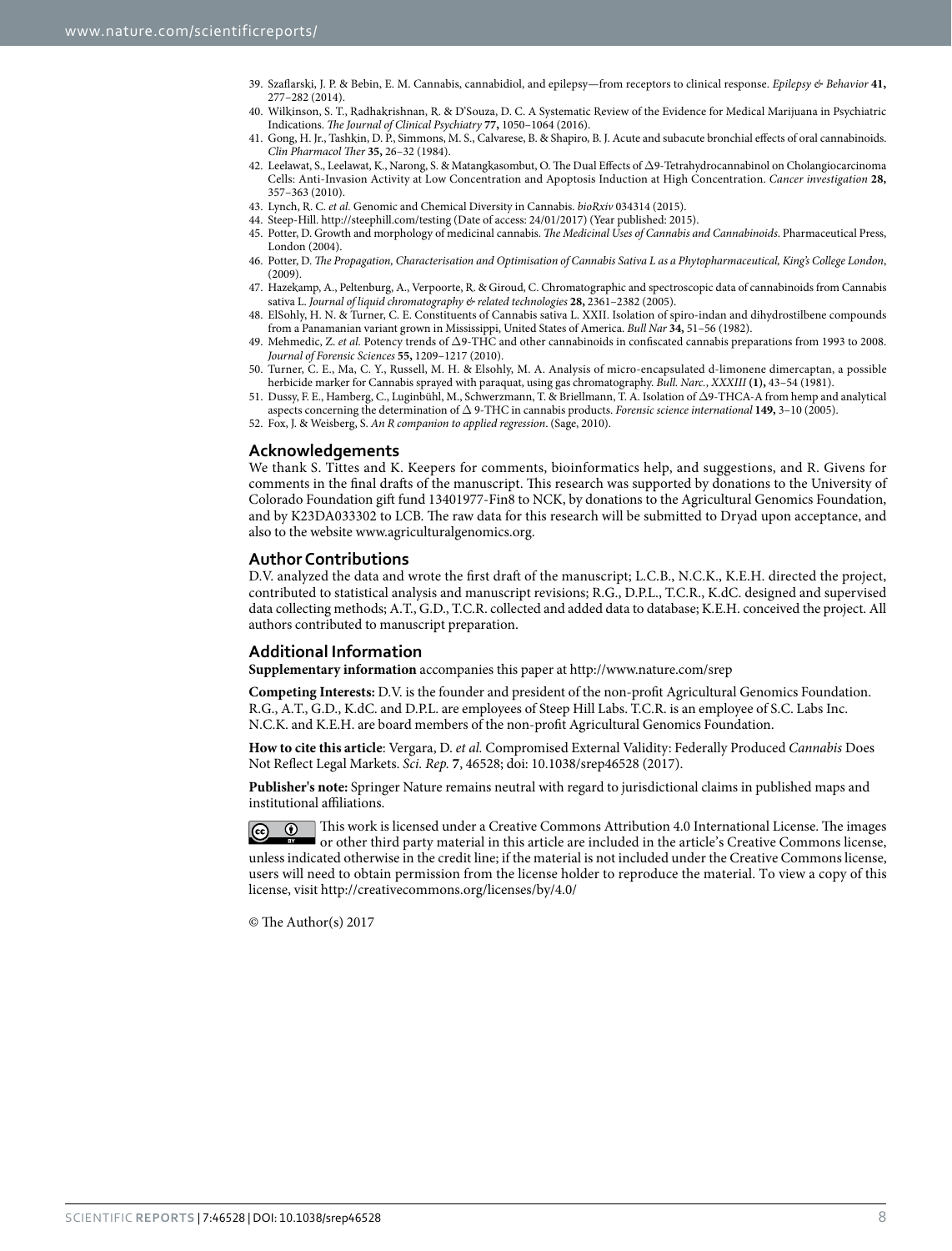39. Szaflarski, J. P. & Bebin, E. M. Cannabis, cannabidiol, and epilepsy—from receptors to clinical response. *Epilepsy & Behavior* **41,** 277–282 (2014).
40. Wilkinson, S. T., Radhakrishnan, R. & D'Souza, D. C. A Systematic Review of the Evidence for Medical Marijuana in Psychiatric Indications. *The Journal of Clinical Psychiatry* **77,** 1050–1064 (2016).
41. Gong, H. Jr., Tashkin, D. P., Simmons, M. S., Calvarese, B. & Shapiro, B. J. Acute and subacute bronchial effects of oral cannabinoids. *Clin Pharmacol Ther* **35,** 26–32 (1984).
42. Leelawat, S., Leelawat, K., Narong, S. & Matangkasombut, O. The Dual Effects of Δ9-Tetrahydrocannabinol on Cholangiocarcinoma Cells: Anti-Invasion Activity at Low Concentration and Apoptosis Induction at High Concentration. *Cancer investigation* **28,** 357–363 (2010).
43. Lynch, R. C. *et al.* Genomic and Chemical Diversity in Cannabis. *bioRxiv* 034314 (2015).
44. Steep-Hill. http://steephill.com/testing (Date of access: 24/01/2017) (Year published: 2015).
45. Potter, D. Growth and morphology of medicinal cannabis. *The Medicinal Uses of Cannabis and Cannabinoids*. Pharmaceutical Press, London (2004).
46. Potter, D. *The Propagation, Characterisation and Optimisation of Cannabis Sativa L as a Phytopharmaceutical, King's College London*, (2009).
47. Hazekamp, A., Peltenburg, A., Verpoorte, R. & Giroud, C. Chromatographic and spectroscopic data of cannabinoids from Cannabis sativa L. *Journal of liquid chromatography & related technologies* **28,** 2361–2382 (2005).
48. ElSohly, H. N. & Turner, C. E. Constituents of Cannabis sativa L. XXII. Isolation of spiro-indan and dihydrostilbene compounds from a Panamanian variant grown in Mississippi, United States of America. *Bull Nar* **34,** 51–56 (1982).
49. Mehmedic, Z. *et al.* Potency trends of Δ9-THC and other cannabinoids in confiscated cannabis preparations from 1993 to 2008. *Journal of Forensic Sciences* **55,** 1209–1217 (2010).
50. Turner, C. E., Ma, C. Y., Russell, M. H. & Elsohly, M. A. Analysis of micro-encapsulated d-limonene dimercaptan, a possible herbicide marker for Cannabis sprayed with paraquat, using gas chromatography. *Bull. Narc., XXXIII* **(1),** 43–54 (1981).
51. Dussy, F. E., Hamberg, C., Luginbühl, M., Schwerzmann, T. & Briellmann, T. A. Isolation of Δ9-THCA-A from hemp and analytical aspects concerning the determination of Δ 9-THC in cannabis products. *Forensic science international* **149,** 3–10 (2005).
52. Fox, J. & Weisberg, S. *An R companion to applied regression*. (Sage, 2010).

## Acknowledgements

We thank S. Tittes and K. Keepers for comments, bioinformatics help, and suggestions, and R. Givens for comments in the final drafts of the manuscript. This research was supported by donations to the University of Colorado Foundation gift fund 13401977-Fin8 to NCK, by donations to the Agricultural Genomics Foundation, and by K23DA033302 to LCB. The raw data for this research will be submitted to Dryad upon acceptance, and also to the website www.agriculturalgenomics.org.

## Author Contributions

D.V. analyzed the data and wrote the first draft of the manuscript; L.C.B., N.C.K., K.E.H. directed the project, contributed to statistical analysis and manuscript revisions; R.G., D.P.L., T.C.R., K.dC. designed and supervised data collecting methods; A.T., G.D., T.C.R. collected and added data to database; K.E.H. conceived the project. All authors contributed to manuscript preparation.

## Additional Information

**Supplementary information** accompanies this paper at http://www.nature.com/srep

**Competing Interests:** D.V. is the founder and president of the non-profit Agricultural Genomics Foundation. R.G., A.T., G.D., K.dC. and D.P.L. are employees of Steep Hill Labs. T.C.R. is an employee of S.C. Labs Inc. N.C.K. and K.E.H. are board members of the non-profit Agricultural Genomics Foundation.

**How to cite this article**: Vergara, D. *et al.* Compromised External Validity: Federally Produced *Cannabis* Does Not Reflect Legal Markets. *Sci. Rep.* **7**, 46528; doi: 10.1038/srep46528 (2017).

**Publisher's note:** Springer Nature remains neutral with regard to jurisdictional claims in published maps and institutional affiliations.

This work is licensed under a Creative Commons Attribution 4.0 International License. The images or other third party material in this article are included in the article's Creative Commons license, unless indicated otherwise in the credit line; if the material is not included under the Creative Commons license, users will need to obtain permission from the license holder to reproduce the material. To view a copy of this license, visit http://creativecommons.org/licenses/by/4.0/

© The Author(s) 2017